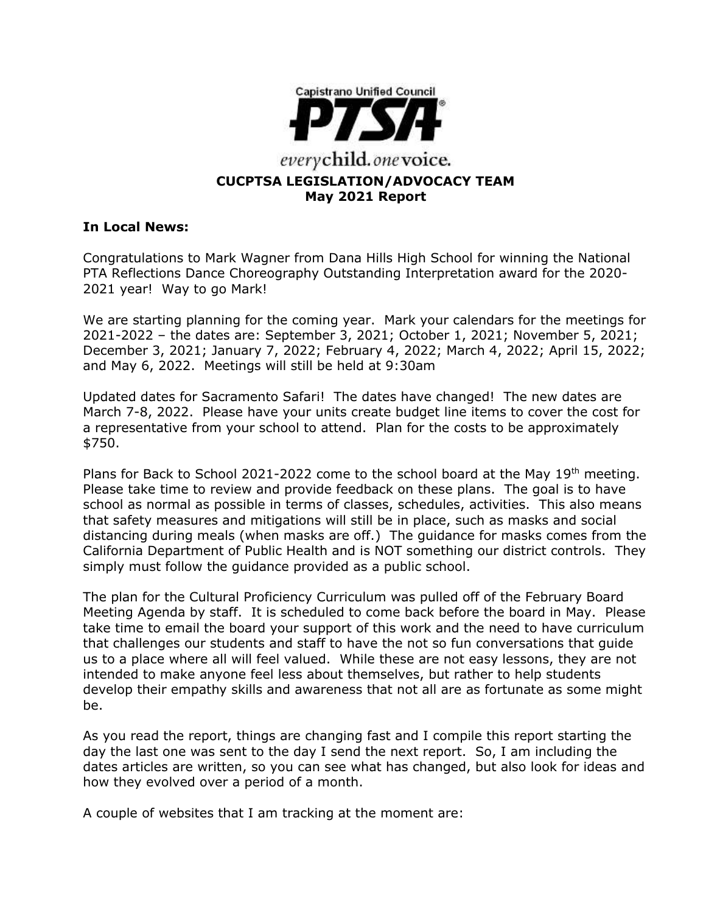Capistrano Unified Council

PTSA

*every* **child.** *one* **voice.**

**CUCPTSA LEGISLATION/ADVOCACY TEAM**
**May 2021 Report**

**In Local News:**

Congratulations to Mark Wagner from Dana Hills High School for winning the National PTA Reflections Dance Choreography Outstanding Interpretation award for the 2020-2021 year! Way to go Mark!

We are starting planning for the coming year. Mark your calendars for the meetings for 2021-2022 – the dates are: September 3, 2021; October 1, 2021; November 5, 2021; December 3, 2021; January 7, 2022; February 4, 2022; March 4, 2022; April 15, 2022; and May 6, 2022. Meetings will still be held at 9:30am

Updated dates for Sacramento Safari! The dates have changed! The new dates are March 7-8, 2022. Please have your units create budget line items to cover the cost for a representative from your school to attend. Plan for the costs to be approximately $750.

Plans for Back to School 2021-2022 come to the school board at the May 19th meeting. Please take time to review and provide feedback on these plans. The goal is to have school as normal as possible in terms of classes, schedules, activities. This also means that safety measures and mitigations will still be in place, such as masks and social distancing during meals (when masks are off.) The guidance for masks comes from the California Department of Public Health and is NOT something our district controls. They simply must follow the guidance provided as a public school.

The plan for the Cultural Proficiency Curriculum was pulled off of the February Board Meeting Agenda by staff. It is scheduled to come back before the board in May. Please take time to email the board your support of this work and the need to have curriculum that challenges our students and staff to have the not so fun conversations that guide us to a place where all will feel valued. While these are not easy lessons, they are not intended to make anyone feel less about themselves, but rather to help students develop their empathy skills and awareness that not all are as fortunate as some might be.

As you read the report, things are changing fast and I compile this report starting the day the last one was sent to the day I send the next report. So, I am including the dates articles are written, so you can see what has changed, but also look for ideas and how they evolved over a period of a month.

A couple of websites that I am tracking at the moment are: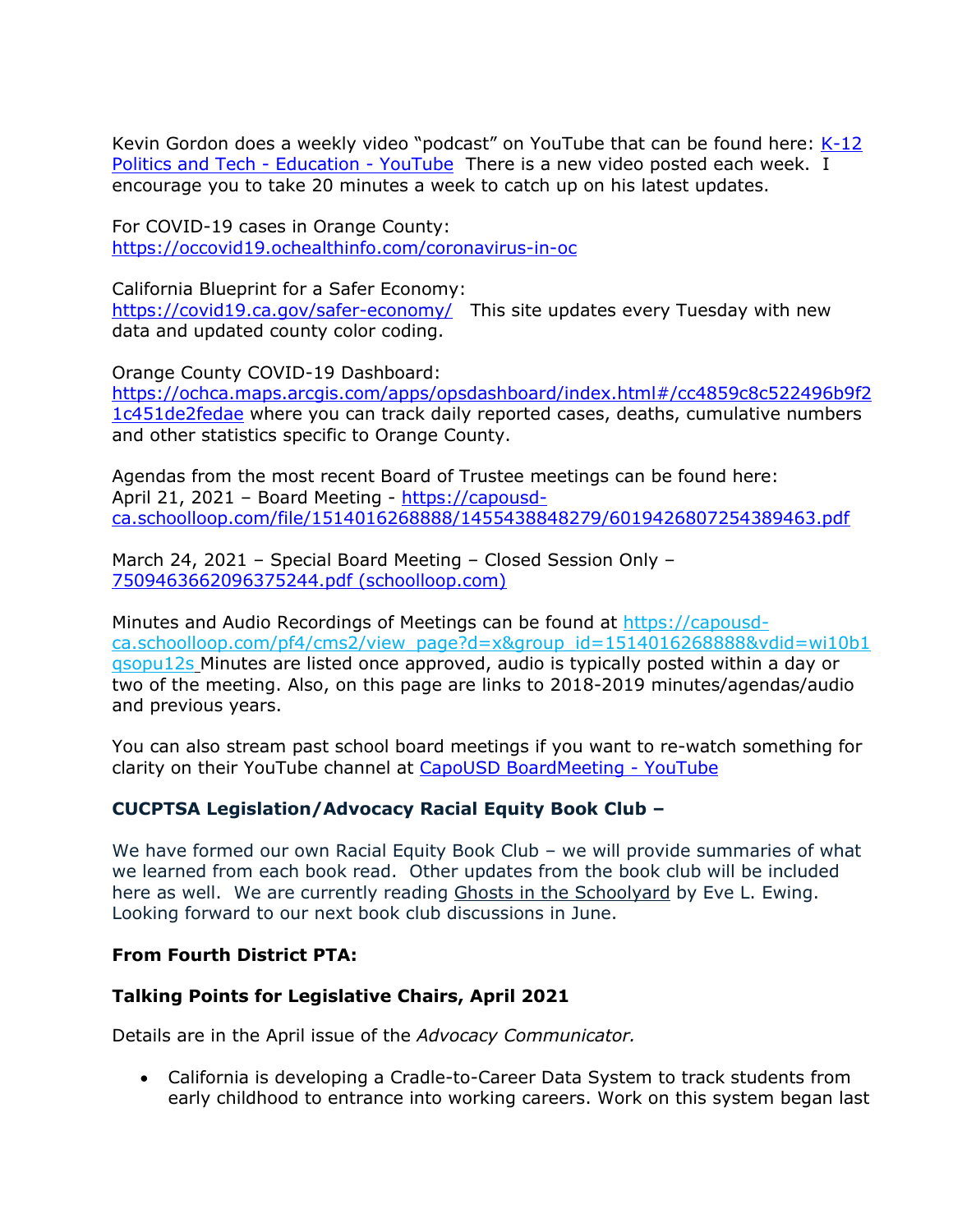Kevin Gordon does a weekly video “podcast” on YouTube that can be found here: [K-12 Politics and Tech - Education - YouTube](K-12 Politics and Tech - Education - YouTube) There is a new video posted each week. I encourage you to take 20 minutes a week to catch up on his latest updates.

For COVID-19 cases in Orange County:
https://occovid19.ochealthinfo.com/coronavirus-in-oc

California Blueprint for a Safer Economy:
https://covid19.ca.gov/safer-economy/ This site updates every Tuesday with new data and updated county color coding.

Orange County COVID-19 Dashboard:
https://ochca.maps.arcgis.com/apps/opsdashboard/index.html#/cc4859c8c522496b9f21c451de2fedae where you can track daily reported cases, deaths, cumulative numbers and other statistics specific to Orange County.

Agendas from the most recent Board of Trustee meetings can be found here:
April 21, 2021 – Board Meeting - https://capousd-ca.schoolloop.com/file/1514016268888/1455438848279/6019426807254389463.pdf

March 24, 2021 – Special Board Meeting – Closed Session Only – 7509463662096375244.pdf (schoolloop.com)

Minutes and Audio Recordings of Meetings can be found at https://capousd-ca.schoolloop.com/pf4/cms2/view_page?d=x&group_id=1514016268888&vdid=wi10b1qsopu12s Minutes are listed once approved, audio is typically posted within a day or two of the meeting. Also, on this page are links to 2018-2019 minutes/agendas/audio and previous years.

You can also stream past school board meetings if you want to re-watch something for clarity on their YouTube channel at CapoUSD BoardMeeting - YouTube

**CUCPTSA Legislation/Advocacy Racial Equity Book Club –**

We have formed our own Racial Equity Book Club – we will provide summaries of what we learned from each book read. Other updates from the book club will be included here as well. We are currently reading Ghosts in the Schoolyard by Eve L. Ewing. Looking forward to our next book club discussions in June.

**From Fourth District PTA:**

**Talking Points for Legislative Chairs, April 2021**

Details are in the April issue of the *Advocacy Communicator.*

- California is developing a Cradle-to-Career Data System to track students from early childhood to entrance into working careers. Work on this system began last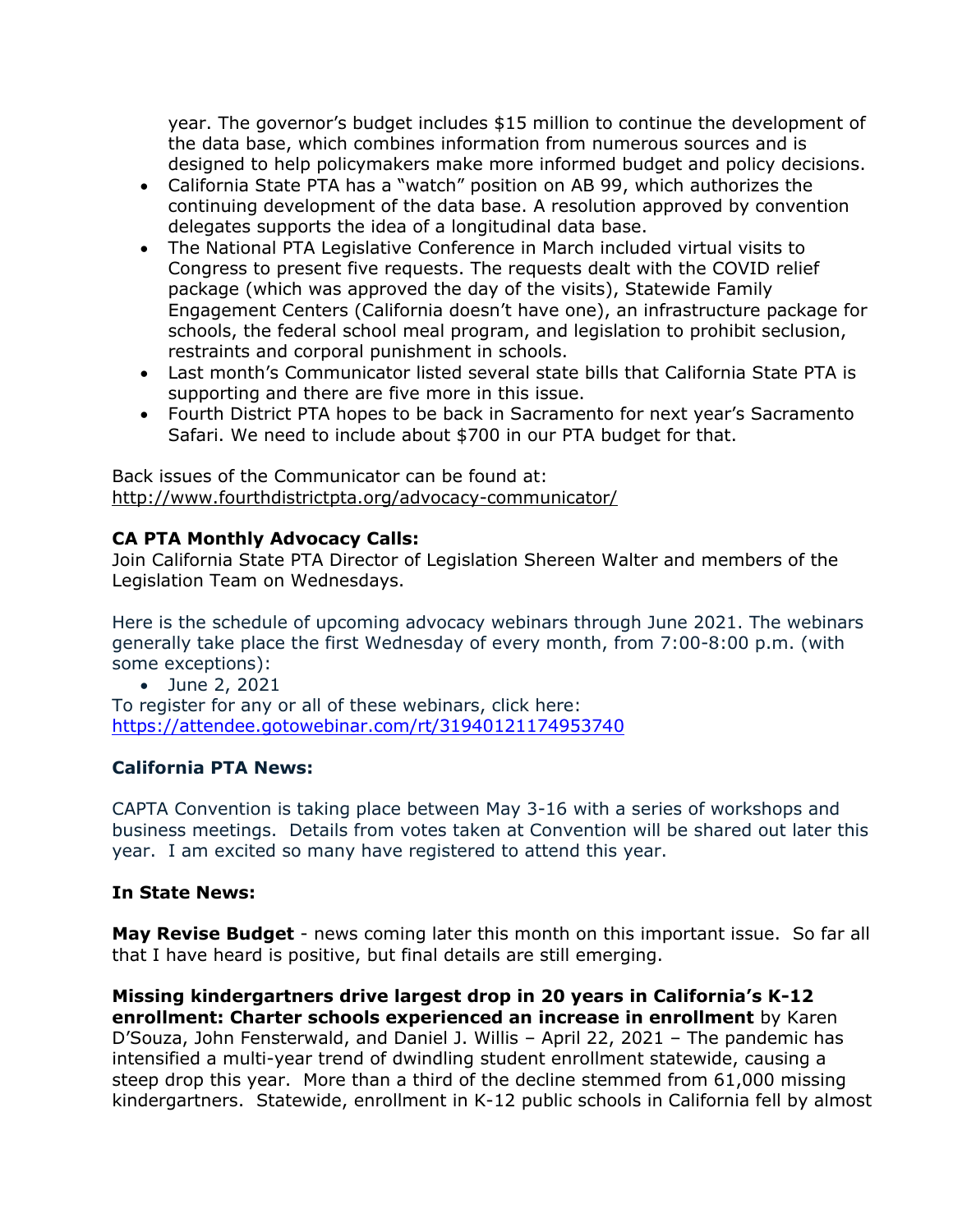year. The governor's budget includes $15 million to continue the development of the data base, which combines information from numerous sources and is designed to help policymakers make more informed budget and policy decisions.

- California State PTA has a "watch" position on AB 99, which authorizes the continuing development of the data base. A resolution approved by convention delegates supports the idea of a longitudinal data base.
- The National PTA Legislative Conference in March included virtual visits to Congress to present five requests. The requests dealt with the COVID relief package (which was approved the day of the visits), Statewide Family Engagement Centers (California doesn't have one), an infrastructure package for schools, the federal school meal program, and legislation to prohibit seclusion, restraints and corporal punishment in schools.
- Last month's Communicator listed several state bills that California State PTA is supporting and there are five more in this issue.
- Fourth District PTA hopes to be back in Sacramento for next year's Sacramento Safari. We need to include about $700 in our PTA budget for that.

Back issues of the Communicator can be found at: http://www.fourthdistrictpta.org/advocacy-communicator/

**CA PTA Monthly Advocacy Calls:**
Join California State PTA Director of Legislation Shereen Walter and members of the Legislation Team on Wednesdays.

Here is the schedule of upcoming advocacy webinars through June 2021. The webinars generally take place the first Wednesday of every month, from 7:00-8:00 p.m. (with some exceptions):

- June 2, 2021

To register for any or all of these webinars, click here: https://attendee.gotowebinar.com/rt/31940121174953740

**California PTA News:**

CAPTA Convention is taking place between May 3-16 with a series of workshops and business meetings. Details from votes taken at Convention will be shared out later this year. I am excited so many have registered to attend this year.

**In State News:**

**May Revise Budget** - news coming later this month on this important issue. So far all that I have heard is positive, but final details are still emerging.

**Missing kindergartners drive largest drop in 20 years in California's K-12 enrollment: Charter schools experienced an increase in enrollment** by Karen D'Souza, John Fensterwald, and Daniel J. Willis – April 22, 2021 – The pandemic has intensified a multi-year trend of dwindling student enrollment statewide, causing a steep drop this year. More than a third of the decline stemmed from 61,000 missing kindergartners. Statewide, enrollment in K-12 public schools in California fell by almost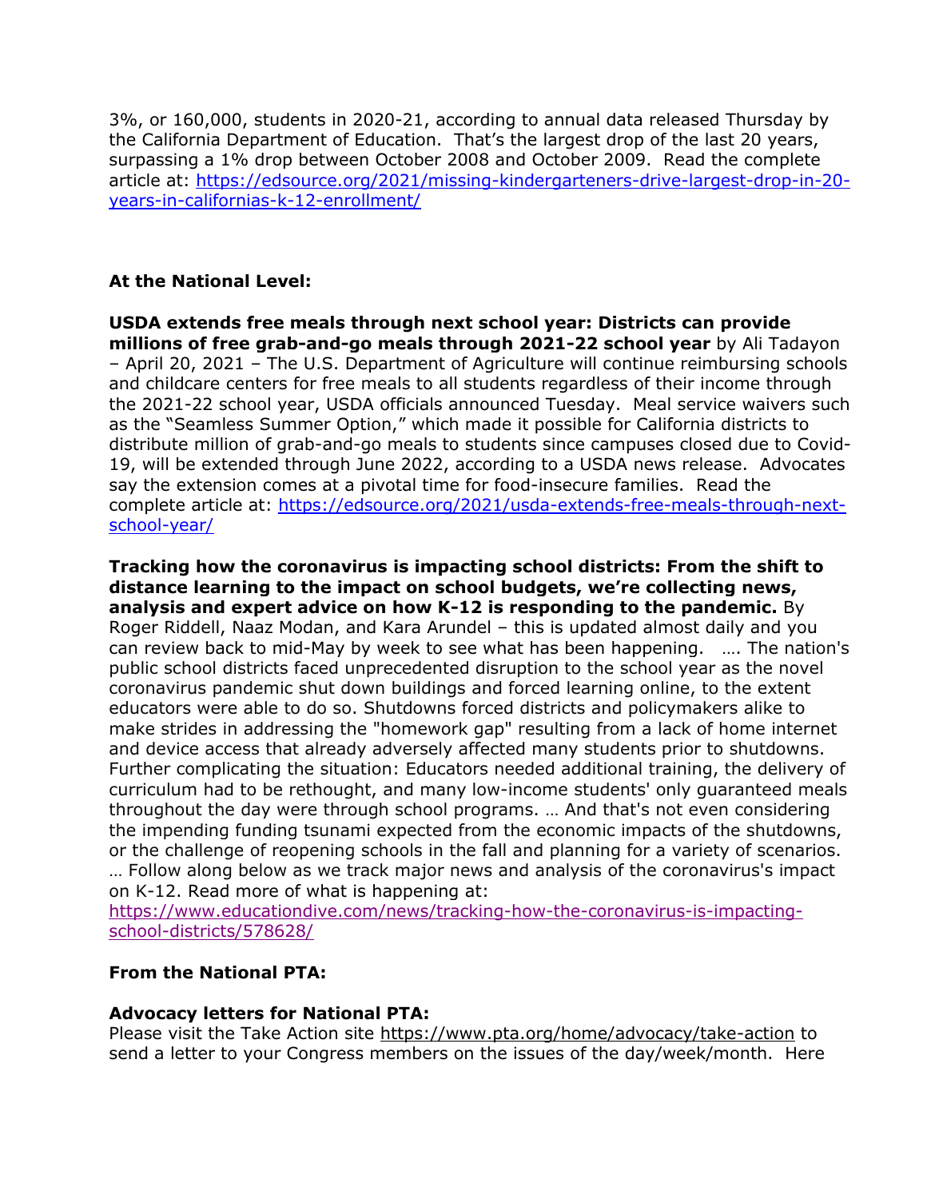3%, or 160,000, students in 2020-21, according to annual data released Thursday by the California Department of Education. That's the largest drop of the last 20 years, surpassing a 1% drop between October 2008 and October 2009. Read the complete article at: https://edsource.org/2021/missing-kindergarteners-drive-largest-drop-in-20-years-in-californias-k-12-enrollment/

**At the National Level:**

**USDA extends free meals through next school year: Districts can provide millions of free grab-and-go meals through 2021-22 school year** by Ali Tadayon – April 20, 2021 – The U.S. Department of Agriculture will continue reimbursing schools and childcare centers for free meals to all students regardless of their income through the 2021-22 school year, USDA officials announced Tuesday. Meal service waivers such as the "Seamless Summer Option," which made it possible for California districts to distribute million of grab-and-go meals to students since campuses closed due to Covid-19, will be extended through June 2022, according to a USDA news release. Advocates say the extension comes at a pivotal time for food-insecure families. Read the complete article at: https://edsource.org/2021/usda-extends-free-meals-through-next-school-year/

**Tracking how the coronavirus is impacting school districts: From the shift to distance learning to the impact on school budgets, we're collecting news, analysis and expert advice on how K-12 is responding to the pandemic.** By Roger Riddell, Naaz Modan, and Kara Arundel – this is updated almost daily and you can review back to mid-May by week to see what has been happening. …. The nation's public school districts faced unprecedented disruption to the school year as the novel coronavirus pandemic shut down buildings and forced learning online, to the extent educators were able to do so. Shutdowns forced districts and policymakers alike to make strides in addressing the "homework gap" resulting from a lack of home internet and device access that already adversely affected many students prior to shutdowns. Further complicating the situation: Educators needed additional training, the delivery of curriculum had to be rethought, and many low-income students' only guaranteed meals throughout the day were through school programs. … And that's not even considering the impending funding tsunami expected from the economic impacts of the shutdowns, or the challenge of reopening schools in the fall and planning for a variety of scenarios. … Follow along below as we track major news and analysis of the coronavirus's impact on K-12. Read more of what is happening at: https://www.educationdive.com/news/tracking-how-the-coronavirus-is-impacting-school-districts/578628/

**From the National PTA:**

**Advocacy letters for National PTA:**
Please visit the Take Action site https://www.pta.org/home/advocacy/take-action to send a letter to your Congress members on the issues of the day/week/month. Here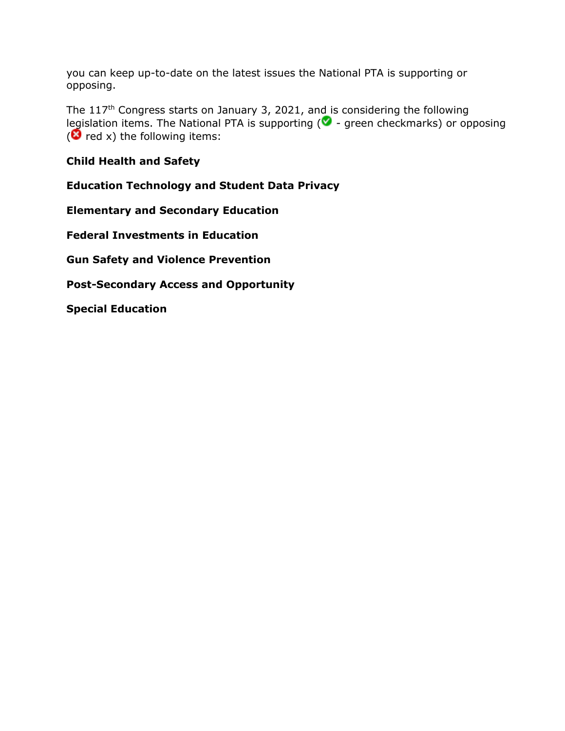you can keep up-to-date on the latest issues the National PTA is supporting or opposing.

The 117th Congress starts on January 3, 2021, and is considering the following legislation items. The National PTA is supporting (✅ - green checkmarks) or opposing (❌ red x) the following items:

**Child Health and Safety**

**Education Technology and Student Data Privacy**

**Elementary and Secondary Education**

**Federal Investments in Education**

**Gun Safety and Violence Prevention**

**Post-Secondary Access and Opportunity**

**Special Education**